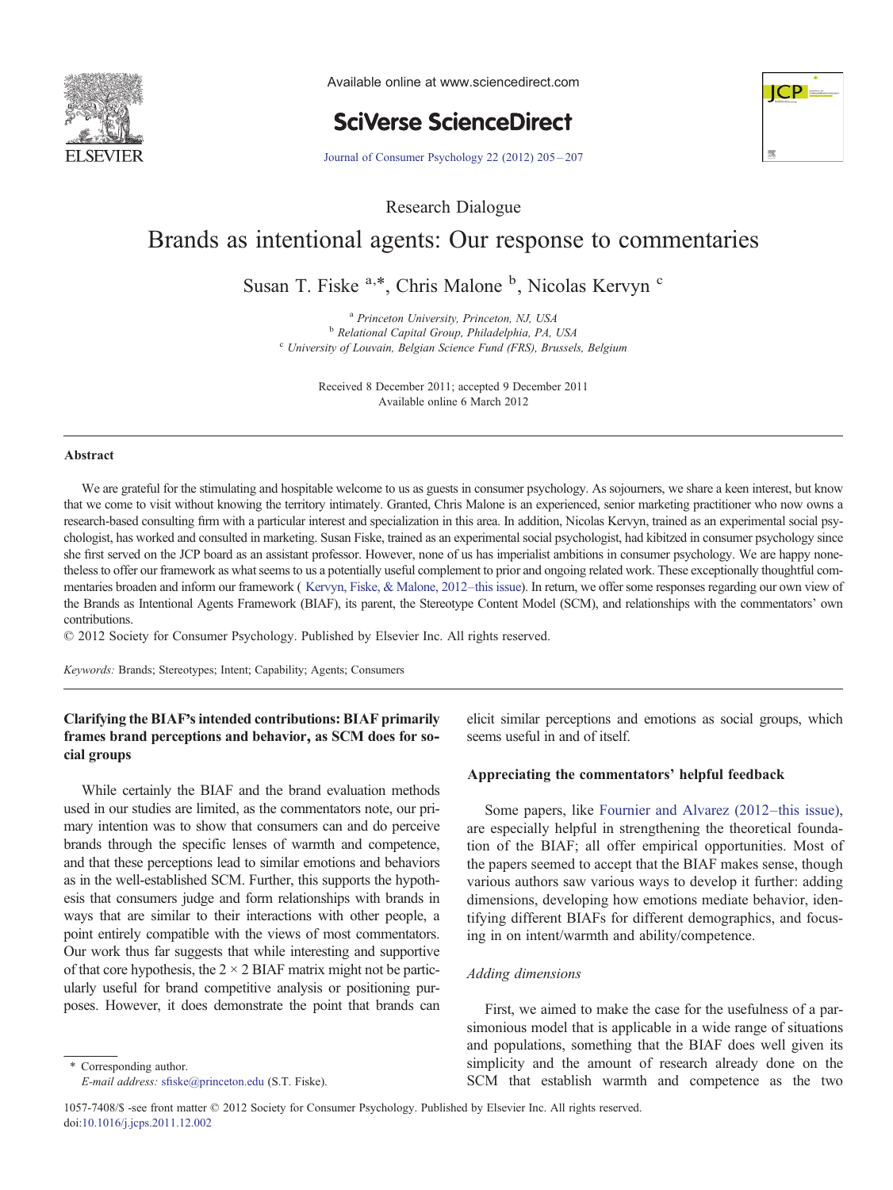Research Dialogue

# Brands as intentional agents: Our response to commentaries

Susan T. Fiske [a,*], Chris Malone [b], Nicolas Kervyn [c]

[a] Princeton University, Princeton, NJ, USA
[b] Relational Capital Group, Philadelphia, PA, USA
[c] University of Louvain, Belgian Science Fund (FRS), Brussels, Belgium

Received 8 December 2011; accepted 9 December 2011
Available online 6 March 2012

## Abstract

We are grateful for the stimulating and hospitable welcome to us as guests in consumer psychology. As sojourners, we share a keen interest, but know that we come to visit without knowing the territory intimately. Granted, Chris Malone is an experienced, senior marketing practitioner who now owns a research-based consulting firm with a particular interest and specialization in this area. In addition, Nicolas Kervyn, trained as an experimental social psychologist, has worked and consulted in marketing. Susan Fiske, trained as an experimental social psychologist, had kibitzed in consumer psychology since she first served on the JCP board as an assistant professor. However, none of us has imperialist ambitions in consumer psychology. We are happy nonetheless to offer our framework as what seems to us a potentially useful complement to prior and ongoing related work. These exceptionally thoughtful commentaries broaden and inform our framework ( Kervyn, Fiske, & Malone, 2012–this issue). In return, we offer some responses regarding our own view of the Brands as Intentional Agents Framework (BIAF), its parent, the Stereotype Content Model (SCM), and relationships with the commentators' own contributions.

© 2012 Society for Consumer Psychology. Published by Elsevier Inc. All rights reserved.

*Keywords:* Brands; Stereotypes; Intent; Capability; Agents; Consumers

## Clarifying the BIAF's intended contributions: BIAF primarily frames brand perceptions and behavior, as SCM does for social groups

While certainly the BIAF and the brand evaluation methods used in our studies are limited, as the commentators note, our primary intention was to show that consumers can and do perceive brands through the specific lenses of warmth and competence, and that these perceptions lead to similar emotions and behaviors as in the well-established SCM. Further, this supports the hypothesis that consumers judge and form relationships with brands in ways that are similar to their interactions with other people, a point entirely compatible with the views of most commentators. Our work thus far suggests that while interesting and supportive of that core hypothesis, the 2 × 2 BIAF matrix might not be particularly useful for brand competitive analysis or positioning purposes. However, it does demonstrate the point that brands can elicit similar perceptions and emotions as social groups, which seems useful in and of itself.

## Appreciating the commentators' helpful feedback

Some papers, like Fournier and Alvarez (2012–this issue), are especially helpful in strengthening the theoretical foundation of the BIAF; all offer empirical opportunities. Most of the papers seemed to accept that the BIAF makes sense, though various authors saw various ways to develop it further: adding dimensions, developing how emotions mediate behavior, identifying different BIAFs for different demographics, and focusing in on intent/warmth and ability/competence.

### *Adding dimensions*

First, we aimed to make the case for the usefulness of a parsimonious model that is applicable in a wide range of situations and populations, something that the BIAF does well given its simplicity and the amount of research already done on the SCM that establish warmth and competence as the two

\* Corresponding author.
*E-mail address:* sfiske@princeton.edu (S.T. Fiske).

1057-7408/$ -see front matter © 2012 Society for Consumer Psychology. Published by Elsevier Inc. All rights reserved.
doi:10.1016/j.jcps.2011.12.002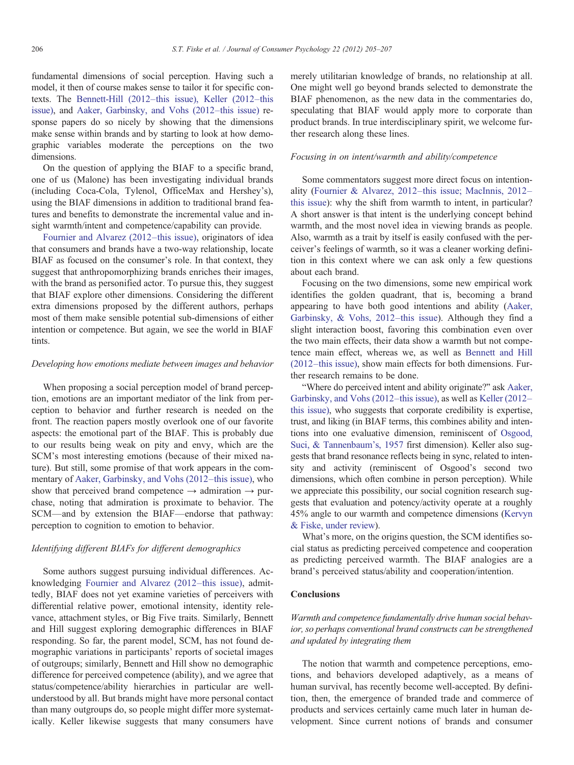fundamental dimensions of social perception. Having such a model, it then of course makes sense to tailor it for specific contexts. The Bennett-Hill (2012–this issue), Keller (2012–this issue), and Aaker, Garbinsky, and Vohs (2012–this issue) response papers do so nicely by showing that the dimensions make sense within brands and by starting to look at how demographic variables moderate the perceptions on the two dimensions.

On the question of applying the BIAF to a specific brand, one of us (Malone) has been investigating individual brands (including Coca-Cola, Tylenol, OfficeMax and Hershey's), using the BIAF dimensions in addition to traditional brand features and benefits to demonstrate the incremental value and insight warmth/intent and competence/capability can provide.

Fournier and Alvarez (2012–this issue), originators of idea that consumers and brands have a two-way relationship, locate BIAF as focused on the consumer's role. In that context, they suggest that anthropomorphizing brands enriches their images, with the brand as personified actor. To pursue this, they suggest that BIAF explore other dimensions. Considering the different extra dimensions proposed by the different authors, perhaps most of them make sensible potential sub-dimensions of either intention or competence. But again, we see the world in BIAF tints.

*Developing how emotions mediate between images and behavior*

When proposing a social perception model of brand perception, emotions are an important mediator of the link from perception to behavior and further research is needed on the front. The reaction papers mostly overlook one of our favorite aspects: the emotional part of the BIAF. This is probably due to our results being weak on pity and envy, which are the SCM's most interesting emotions (because of their mixed nature). But still, some promise of that work appears in the commentary of Aaker, Garbinsky, and Vohs (2012–this issue), who show that perceived brand competence → admiration → purchase, noting that admiration is proximate to behavior. The SCM—and by extension the BIAF—endorse that pathway: perception to cognition to emotion to behavior.

*Identifying different BIAFs for different demographics*

Some authors suggest pursuing individual differences. Acknowledging Fournier and Alvarez (2012–this issue), admittedly, BIAF does not yet examine varieties of perceivers with differential relative power, emotional intensity, identity relevance, attachment styles, or Big Five traits. Similarly, Bennett and Hill suggest exploring demographic differences in BIAF responding. So far, the parent model, SCM, has not found demographic variations in participants' reports of societal images of outgroups; similarly, Bennett and Hill show no demographic difference for perceived competence (ability), and we agree that status/competence/ability hierarchies in particular are well-understood by all. But brands might have more personal contact than many outgroups do, so people might differ more systematically. Keller likewise suggests that many consumers have merely utilitarian knowledge of brands, no relationship at all. One might well go beyond brands selected to demonstrate the BIAF phenomenon, as the new data in the commentaries do, speculating that BIAF would apply more to corporate than product brands. In true interdisciplinary spirit, we welcome further research along these lines.

*Focusing in on intent/warmth and ability/competence*

Some commentators suggest more direct focus on intentionality (Fournier & Alvarez, 2012–this issue; MacInnis, 2012–this issue): why the shift from warmth to intent, in particular? A short answer is that intent is the underlying concept behind warmth, and the most novel idea in viewing brands as people. Also, warmth as a trait by itself is easily confused with the perceiver's feelings of warmth, so it was a cleaner working definition in this context where we can ask only a few questions about each brand.

Focusing on the two dimensions, some new empirical work identifies the golden quadrant, that is, becoming a brand appearing to have both good intentions and ability (Aaker, Garbinsky, & Vohs, 2012–this issue). Although they find a slight interaction boost, favoring this combination even over the two main effects, their data show a warmth but not competence main effect, whereas we, as well as Bennett and Hill (2012–this issue), show main effects for both dimensions. Further research remains to be done.

"Where do perceived intent and ability originate?" ask Aaker, Garbinsky, and Vohs (2012–this issue), as well as Keller (2012–this issue), who suggests that corporate credibility is expertise, trust, and liking (in BIAF terms, this combines ability and intentions into one evaluative dimension, reminiscent of Osgood, Suci, & Tannenbaum's, 1957 first dimension). Keller also suggests that brand resonance reflects being in sync, related to intensity and activity (reminiscent of Osgood's second two dimensions, which often combine in person perception). While we appreciate this possibility, our social cognition research suggests that evaluation and potency/activity operate at a roughly 45% angle to our warmth and competence dimensions (Kervyn & Fiske, under review).

What's more, on the origins question, the SCM identifies social status as predicting perceived competence and cooperation as predicting perceived warmth. The BIAF analogies are a brand's perceived status/ability and cooperation/intention.

## Conclusions

*Warmth and competence fundamentally drive human social behavior, so perhaps conventional brand constructs can be strengthened and updated by integrating them*

The notion that warmth and competence perceptions, emotions, and behaviors developed adaptively, as a means of human survival, has recently become well-accepted. By definition, then, the emergence of branded trade and commerce of products and services certainly came much later in human development. Since current notions of brands and consumer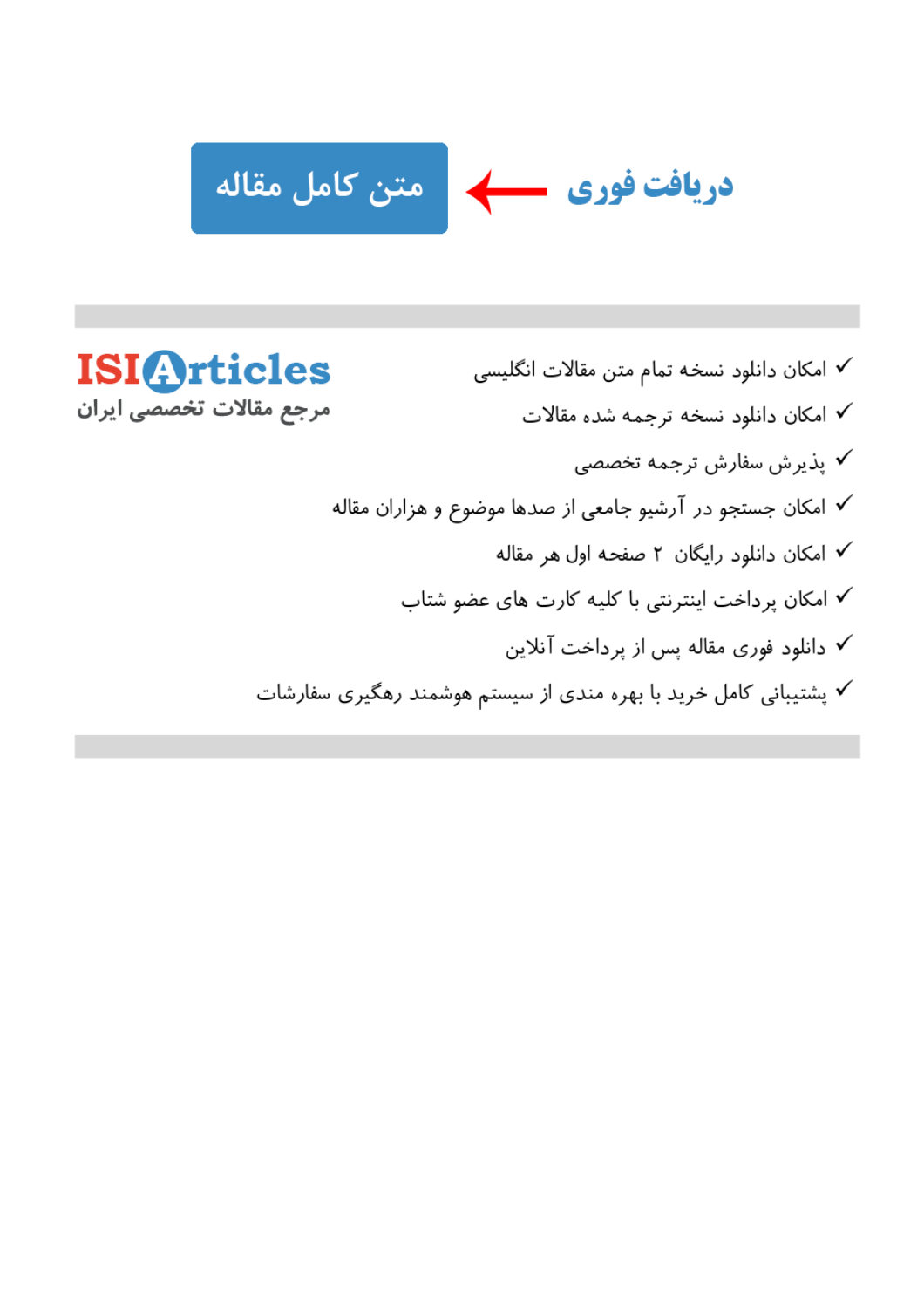دریافت فوری ← متن کامل مقاله

**ISIArticles**
مرجع مقالات تخصصی ایران

- ✓ امکان دانلود نسخه تمام متن مقالات انگلیسی
- ✓ امکان دانلود نسخه ترجمه شده مقالات
- ✓ پذیرش سفارش ترجمه تخصصی
- ✓ امکان جستجو در آرشیو جامعی از صدها موضوع و هزاران مقاله
- ✓ امکان دانلود رایگان ۲ صفحه اول هر مقاله
- ✓ امکان پرداخت اینترنتی با کلیه کارت های عضو شتاب
- ✓ دانلود فوری مقاله پس از پرداخت آنلاین
- ✓ پشتیبانی کامل خرید با بهره مندی از سیستم هوشمند رهگیری سفارشات